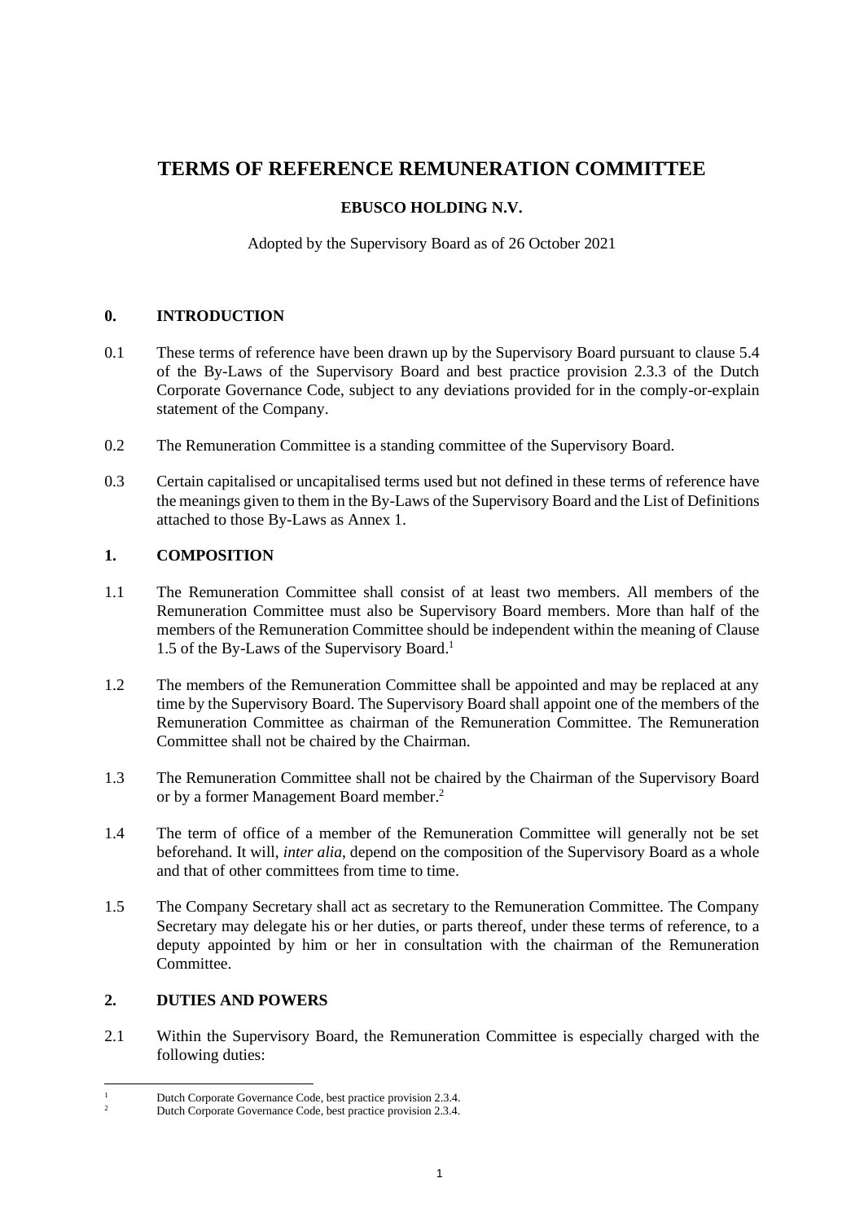# TERMS OF REFERENCE REMUNERATION COMMITTEE

**EBUSCO HOLDING N.V.**

Adopted by the Supervisory Board as of 26 October 2021

## 0. INTRODUCTION

0.1 These terms of reference have been drawn up by the Supervisory Board pursuant to clause 5.4 of the By-Laws of the Supervisory Board and best practice provision 2.3.3 of the Dutch Corporate Governance Code, subject to any deviations provided for in the comply-or-explain statement of the Company.

0.2 The Remuneration Committee is a standing committee of the Supervisory Board.

0.3 Certain capitalised or uncapitalised terms used but not defined in these terms of reference have the meanings given to them in the By-Laws of the Supervisory Board and the List of Definitions attached to those By-Laws as Annex 1.

## 1. COMPOSITION

1.1 The Remuneration Committee shall consist of at least two members. All members of the Remuneration Committee must also be Supervisory Board members. More than half of the members of the Remuneration Committee should be independent within the meaning of Clause 1.5 of the By-Laws of the Supervisory Board.[1]

1.2 The members of the Remuneration Committee shall be appointed and may be replaced at any time by the Supervisory Board. The Supervisory Board shall appoint one of the members of the Remuneration Committee as chairman of the Remuneration Committee. The Remuneration Committee shall not be chaired by the Chairman.

1.3 The Remuneration Committee shall not be chaired by the Chairman of the Supervisory Board or by a former Management Board member.[2]

1.4 The term of office of a member of the Remuneration Committee will generally not be set beforehand. It will, *inter alia*, depend on the composition of the Supervisory Board as a whole and that of other committees from time to time.

1.5 The Company Secretary shall act as secretary to the Remuneration Committee. The Company Secretary may delegate his or her duties, or parts thereof, under these terms of reference, to a deputy appointed by him or her in consultation with the chairman of the Remuneration Committee.

## 2. DUTIES AND POWERS

2.1 Within the Supervisory Board, the Remuneration Committee is especially charged with the following duties:

[1] Dutch Corporate Governance Code, best practice provision 2.3.4.

[2] Dutch Corporate Governance Code, best practice provision 2.3.4.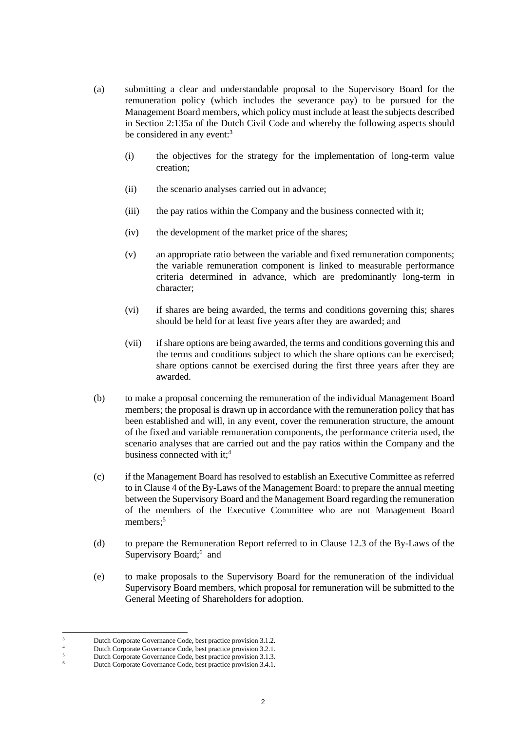(a) submitting a clear and understandable proposal to the Supervisory Board for the remuneration policy (which includes the severance pay) to be pursued for the Management Board members, which policy must include at least the subjects described in Section 2:135a of the Dutch Civil Code and whereby the following aspects should be considered in any event:[3]

 (i) the objectives for the strategy for the implementation of long-term value creation;

 (ii) the scenario analyses carried out in advance;

 (iii) the pay ratios within the Company and the business connected with it;

 (iv) the development of the market price of the shares;

 (v) an appropriate ratio between the variable and fixed remuneration components; the variable remuneration component is linked to measurable performance criteria determined in advance, which are predominantly long-term in character;

 (vi) if shares are being awarded, the terms and conditions governing this; shares should be held for at least five years after they are awarded; and

 (vii) if share options are being awarded, the terms and conditions governing this and the terms and conditions subject to which the share options can be exercised; share options cannot be exercised during the first three years after they are awarded.

(b) to make a proposal concerning the remuneration of the individual Management Board members; the proposal is drawn up in accordance with the remuneration policy that has been established and will, in any event, cover the remuneration structure, the amount of the fixed and variable remuneration components, the performance criteria used, the scenario analyses that are carried out and the pay ratios within the Company and the business connected with it;[4]

(c) if the Management Board has resolved to establish an Executive Committee as referred to in Clause 4 of the By-Laws of the Management Board: to prepare the annual meeting between the Supervisory Board and the Management Board regarding the remuneration of the members of the Executive Committee who are not Management Board members;[5]

(d) to prepare the Remuneration Report referred to in Clause 12.3 of the By-Laws of the Supervisory Board;[6] and

(e) to make proposals to the Supervisory Board for the remuneration of the individual Supervisory Board members, which proposal for remuneration will be submitted to the General Meeting of Shareholders for adoption.

---

[3] Dutch Corporate Governance Code, best practice provision 3.1.2.

[4] Dutch Corporate Governance Code, best practice provision 3.2.1.

[5] Dutch Corporate Governance Code, best practice provision 3.1.3.

[6] Dutch Corporate Governance Code, best practice provision 3.4.1.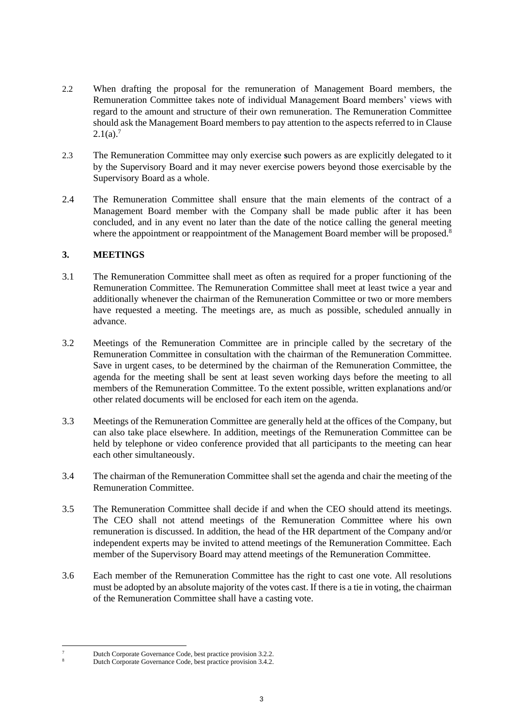2.2 When drafting the proposal for the remuneration of Management Board members, the Remuneration Committee takes note of individual Management Board members' views with regard to the amount and structure of their own remuneration. The Remuneration Committee should ask the Management Board members to pay attention to the aspects referred to in Clause 2.1(a).[7]

2.3 The Remuneration Committee may only exercise **s**uch powers as are explicitly delegated to it by the Supervisory Board and it may never exercise powers beyond those exercisable by the Supervisory Board as a whole.

2.4 The Remuneration Committee shall ensure that the main elements of the contract of a Management Board member with the Company shall be made public after it has been concluded, and in any event no later than the date of the notice calling the general meeting where the appointment or reappointment of the Management Board member will be proposed.[8]

## 3. MEETINGS

3.1 The Remuneration Committee shall meet as often as required for a proper functioning of the Remuneration Committee. The Remuneration Committee shall meet at least twice a year and additionally whenever the chairman of the Remuneration Committee or two or more members have requested a meeting. The meetings are, as much as possible, scheduled annually in advance.

3.2 Meetings of the Remuneration Committee are in principle called by the secretary of the Remuneration Committee in consultation with the chairman of the Remuneration Committee. Save in urgent cases, to be determined by the chairman of the Remuneration Committee, the agenda for the meeting shall be sent at least seven working days before the meeting to all members of the Remuneration Committee. To the extent possible, written explanations and/or other related documents will be enclosed for each item on the agenda.

3.3 Meetings of the Remuneration Committee are generally held at the offices of the Company, but can also take place elsewhere. In addition, meetings of the Remuneration Committee can be held by telephone or video conference provided that all participants to the meeting can hear each other simultaneously.

3.4 The chairman of the Remuneration Committee shall set the agenda and chair the meeting of the Remuneration Committee.

3.5 The Remuneration Committee shall decide if and when the CEO should attend its meetings. The CEO shall not attend meetings of the Remuneration Committee where his own remuneration is discussed. In addition, the head of the HR department of the Company and/or independent experts may be invited to attend meetings of the Remuneration Committee. Each member of the Supervisory Board may attend meetings of the Remuneration Committee.

3.6 Each member of the Remuneration Committee has the right to cast one vote. All resolutions must be adopted by an absolute majority of the votes cast. If there is a tie in voting, the chairman of the Remuneration Committee shall have a casting vote.

---

[7] Dutch Corporate Governance Code, best practice provision 3.2.2.

[8] Dutch Corporate Governance Code, best practice provision 3.4.2.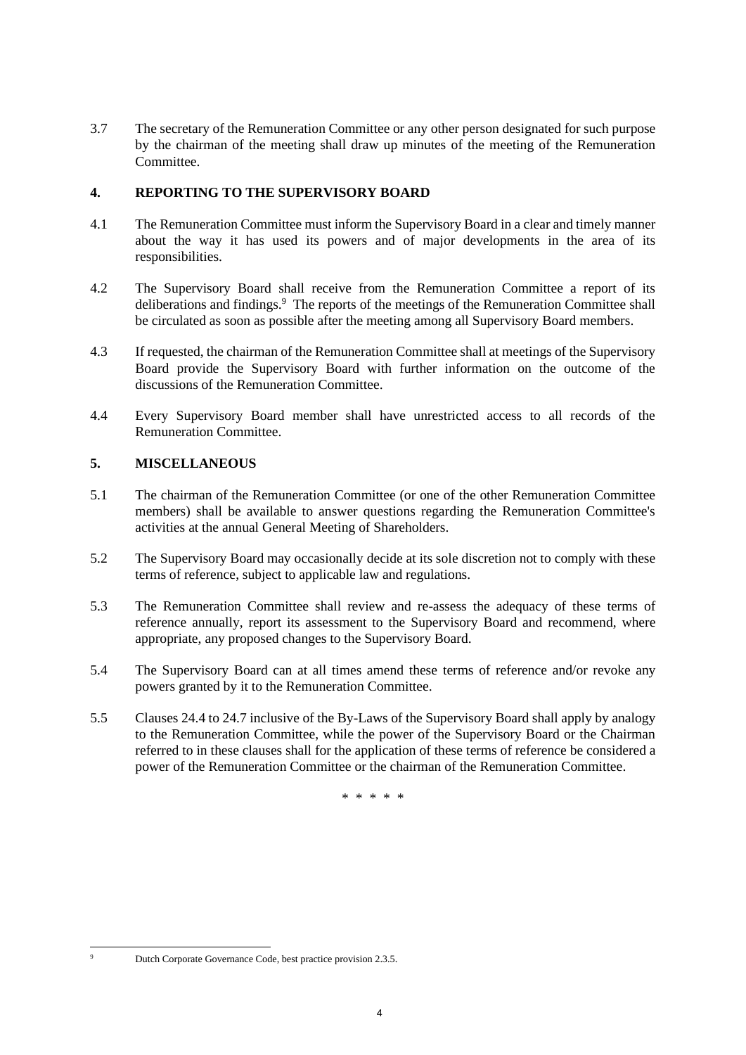3.7 The secretary of the Remuneration Committee or any other person designated for such purpose by the chairman of the meeting shall draw up minutes of the meeting of the Remuneration Committee.

## 4. REPORTING TO THE SUPERVISORY BOARD

4.1 The Remuneration Committee must inform the Supervisory Board in a clear and timely manner about the way it has used its powers and of major developments in the area of its responsibilities.

4.2 The Supervisory Board shall receive from the Remuneration Committee a report of its deliberations and findings.[9] The reports of the meetings of the Remuneration Committee shall be circulated as soon as possible after the meeting among all Supervisory Board members.

4.3 If requested, the chairman of the Remuneration Committee shall at meetings of the Supervisory Board provide the Supervisory Board with further information on the outcome of the discussions of the Remuneration Committee.

4.4 Every Supervisory Board member shall have unrestricted access to all records of the Remuneration Committee.

## 5. MISCELLANEOUS

5.1 The chairman of the Remuneration Committee (or one of the other Remuneration Committee members) shall be available to answer questions regarding the Remuneration Committee's activities at the annual General Meeting of Shareholders.

5.2 The Supervisory Board may occasionally decide at its sole discretion not to comply with these terms of reference, subject to applicable law and regulations.

5.3 The Remuneration Committee shall review and re-assess the adequacy of these terms of reference annually, report its assessment to the Supervisory Board and recommend, where appropriate, any proposed changes to the Supervisory Board.

5.4 The Supervisory Board can at all times amend these terms of reference and/or revoke any powers granted by it to the Remuneration Committee.

5.5 Clauses 24.4 to 24.7 inclusive of the By-Laws of the Supervisory Board shall apply by analogy to the Remuneration Committee, while the power of the Supervisory Board or the Chairman referred to in these clauses shall for the application of these terms of reference be considered a power of the Remuneration Committee or the chairman of the Remuneration Committee.

\* \* \* \* \*

---

[9] Dutch Corporate Governance Code, best practice provision 2.3.5.